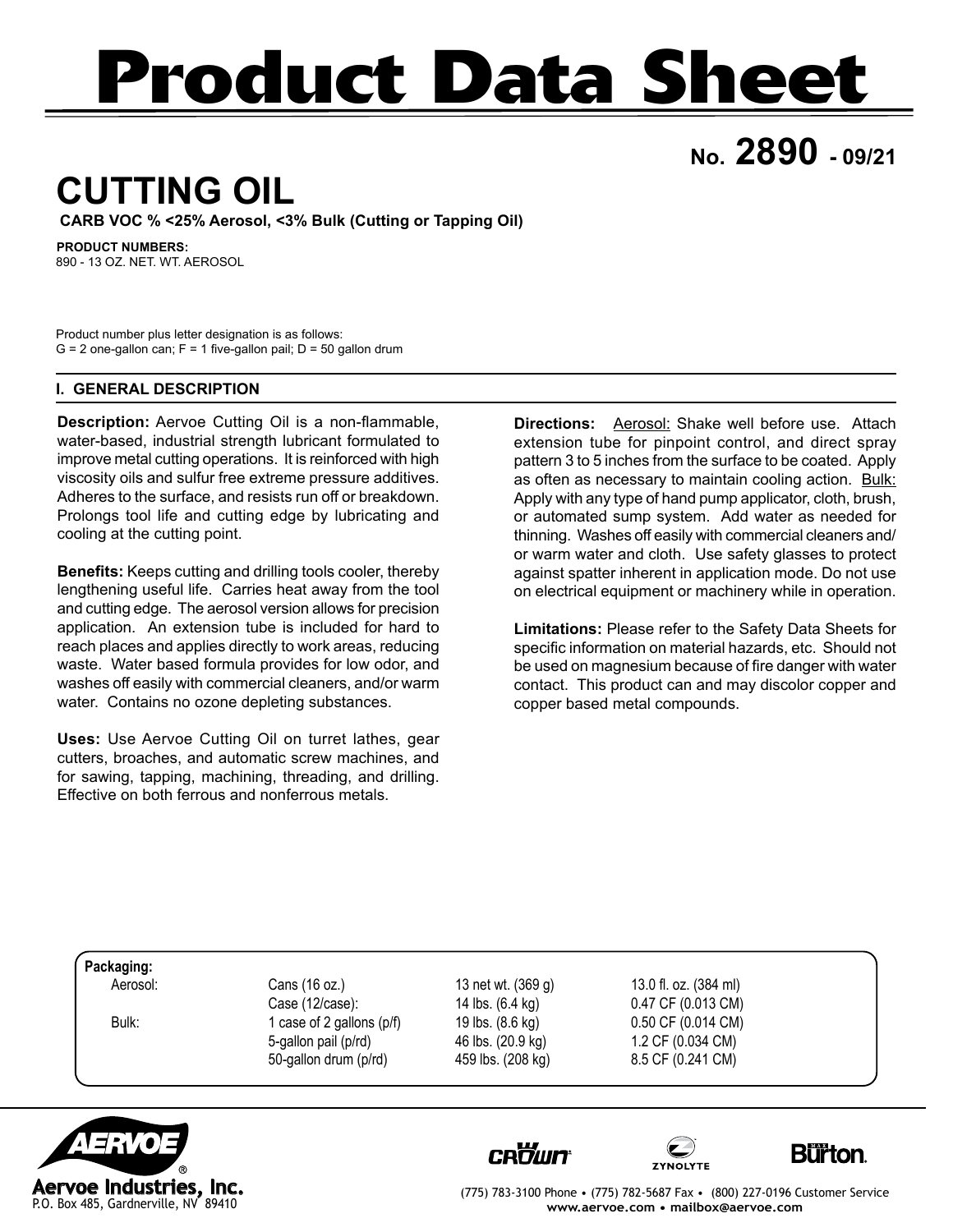# Product Data Sheet

**No. 2890 - 09/21**

# CUTTING OIL

**CARB VOC % <25% Aerosol, <3% Bulk (Cutting or Tapping Oil)**

**PRODUCT NUMBERS:**
890 - 13 OZ. NET. WT. AEROSOL

Product number plus letter designation is as follows:
G = 2 one-gallon can; F = 1 five-gallon pail; D = 50 gallon drum

## I. GENERAL DESCRIPTION

**Description:** Aervoe Cutting Oil is a non-flammable, water-based, industrial strength lubricant formulated to improve metal cutting operations. It is reinforced with high viscosity oils and sulfur free extreme pressure additives. Adheres to the surface, and resists run off or breakdown. Prolongs tool life and cutting edge by lubricating and cooling at the cutting point.

**Benefits:** Keeps cutting and drilling tools cooler, thereby lengthening useful life. Carries heat away from the tool and cutting edge. The aerosol version allows for precision application. An extension tube is included for hard to reach places and applies directly to work areas, reducing waste. Water based formula provides for low odor, and washes off easily with commercial cleaners, and/or warm water. Contains no ozone depleting substances.

**Uses:** Use Aervoe Cutting Oil on turret lathes, gear cutters, broaches, and automatic screw machines, and for sawing, tapping, machining, threading, and drilling. Effective on both ferrous and nonferrous metals.

**Directions:** Aerosol: Shake well before use. Attach extension tube for pinpoint control, and direct spray pattern 3 to 5 inches from the surface to be coated. Apply as often as necessary to maintain cooling action. Bulk: Apply with any type of hand pump applicator, cloth, brush, or automated sump system. Add water as needed for thinning. Washes off easily with commercial cleaners and/or warm water and cloth. Use safety glasses to protect against spatter inherent in application mode. Do not use on electrical equipment or machinery while in operation.

**Limitations:** Please refer to the Safety Data Sheets for specific information on material hazards, etc. Should not be used on magnesium because of fire danger with water contact. This product can and may discolor copper and copper based metal compounds.

**Packaging:**

| | | | |
|---|---|---|---|
| Aerosol: | Cans (16 oz.) | 13 net wt. (369 g) | 13.0 fl. oz. (384 ml) |
| | Case (12/case): | 14 lbs. (6.4 kg) | 0.47 CF (0.013 CM) |
| Bulk: | 1 case of 2 gallons (p/f) | 19 lbs. (8.6 kg) | 0.50 CF (0.014 CM) |
| | 5-gallon pail (p/rd) | 46 lbs. (20.9 kg) | 1.2 CF (0.034 CM) |
| | 50-gallon drum (p/rd) | 459 lbs. (208 kg) | 8.5 CF (0.241 CM) |

Aervoe Industries, Inc.
P.O. Box 485, Gardnerville, NV 89410

(775) 783-3100 Phone • (775) 782-5687 Fax • (800) 227-0196 Customer Service
www.aervoe.com • mailbox@aervoe.com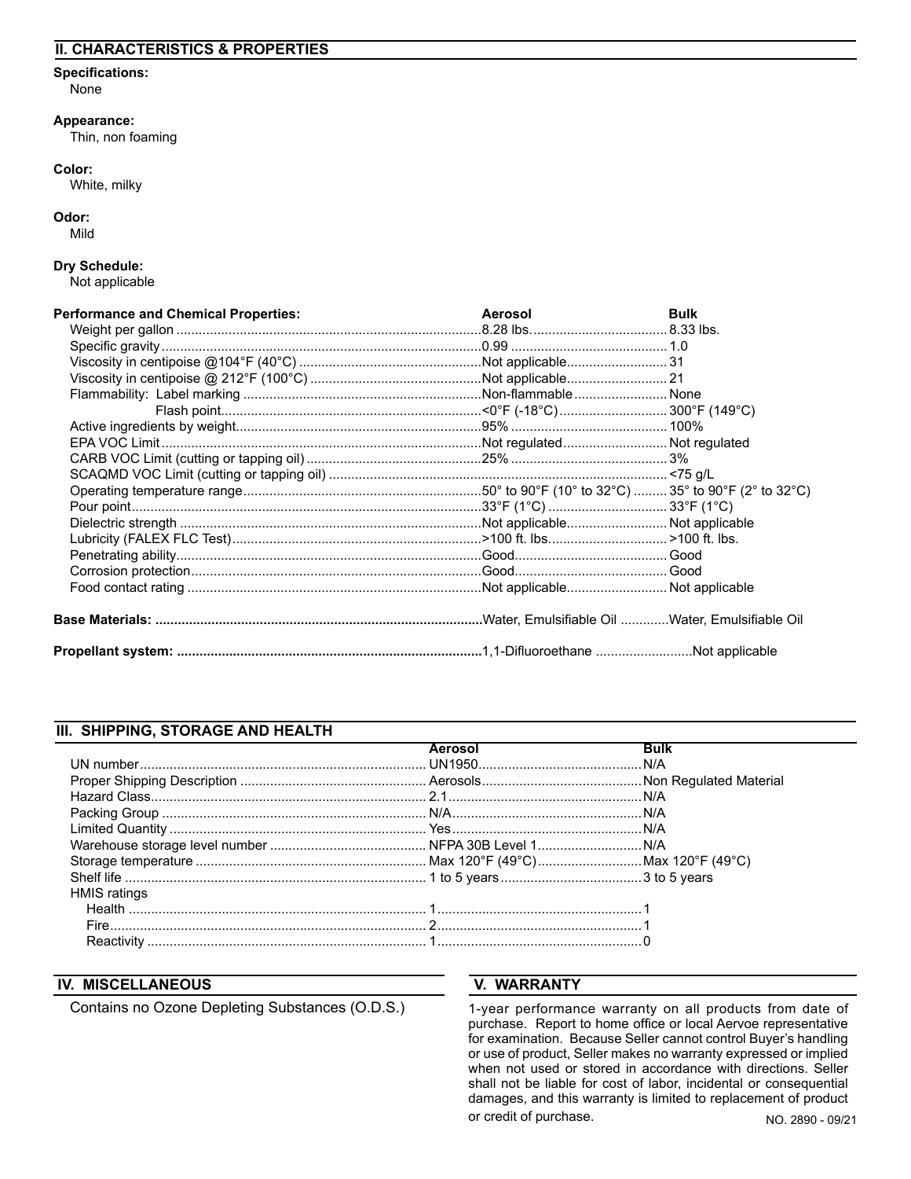## II. CHARACTERISTICS & PROPERTIES

**Specifications:**
None

**Appearance:**
Thin, non foaming

**Color:**
White, milky

**Odor:**
Mild

**Dry Schedule:**
Not applicable

| Performance and Chemical Properties: | Aerosol | Bulk |
|---|---|---|
| Weight per gallon | 8.28 lbs. | 8.33 lbs. |
| Specific gravity | 0.99 | 1.0 |
| Viscosity in centipoise @104°F (40°C) | Not applicable | 31 |
| Viscosity in centipoise @ 212°F (100°C) | Not applicable | 21 |
| Flammability: Label marking | Non-flammable | None |
| Flash point | <0°F (-18°C) | 300°F (149°C) |
| Active ingredients by weight | 95% | 100% |
| EPA VOC Limit | Not regulated | Not regulated |
| CARB VOC Limit (cutting or tapping oil) | 25% | 3% |
| SCAQMD VOC Limit (cutting or tapping oil) | | <75 g/L |
| Operating temperature range | 50° to 90°F (10° to 32°C) | 35° to 90°F (2° to 32°C) |
| Pour point | 33°F (1°C) | 33°F (1°C) |
| Dielectric strength | Not applicable | Not applicable |
| Lubricity (FALEX FLC Test) | >100 ft. lbs. | >100 ft. lbs. |
| Penetrating ability | Good | Good |
| Corrosion protection | Good | Good |
| Food contact rating | Not applicable | Not applicable |
| **Base Materials:** | Water, Emulsifiable Oil | Water, Emulsifiable Oil |
| **Propellant system:** | 1,1-Difluoroethane | Not applicable |

## III. SHIPPING, STORAGE AND HEALTH

| | Aerosol | Bulk |
|---|---|---|
| UN number | UN1950 | N/A |
| Proper Shipping Description | Aerosols | Non Regulated Material |
| Hazard Class | 2.1 | N/A |
| Packing Group | N/A | N/A |
| Limited Quantity | Yes | N/A |
| Warehouse storage level number | NFPA 30B Level 1 | N/A |
| Storage temperature | Max 120°F (49°C) | Max 120°F (49°C) |
| Shelf life | 1 to 5 years | 3 to 5 years |
| HMIS ratings | | |
| Health | 1 | 1 |
| Fire | 2 | 1 |
| Reactivity | 1 | 0 |

## IV. MISCELLANEOUS

Contains no Ozone Depleting Substances (O.D.S.)

## V. WARRANTY

1-year performance warranty on all products from date of purchase. Report to home office or local Aervoe representative for examination. Because Seller cannot control Buyer's handling or use of product, Seller makes no warranty expressed or implied when not used or stored in accordance with directions. Seller shall not be liable for cost of labor, incidental or consequential damages, and this warranty is limited to replacement of product or credit of purchase.

NO. 2890 - 09/21